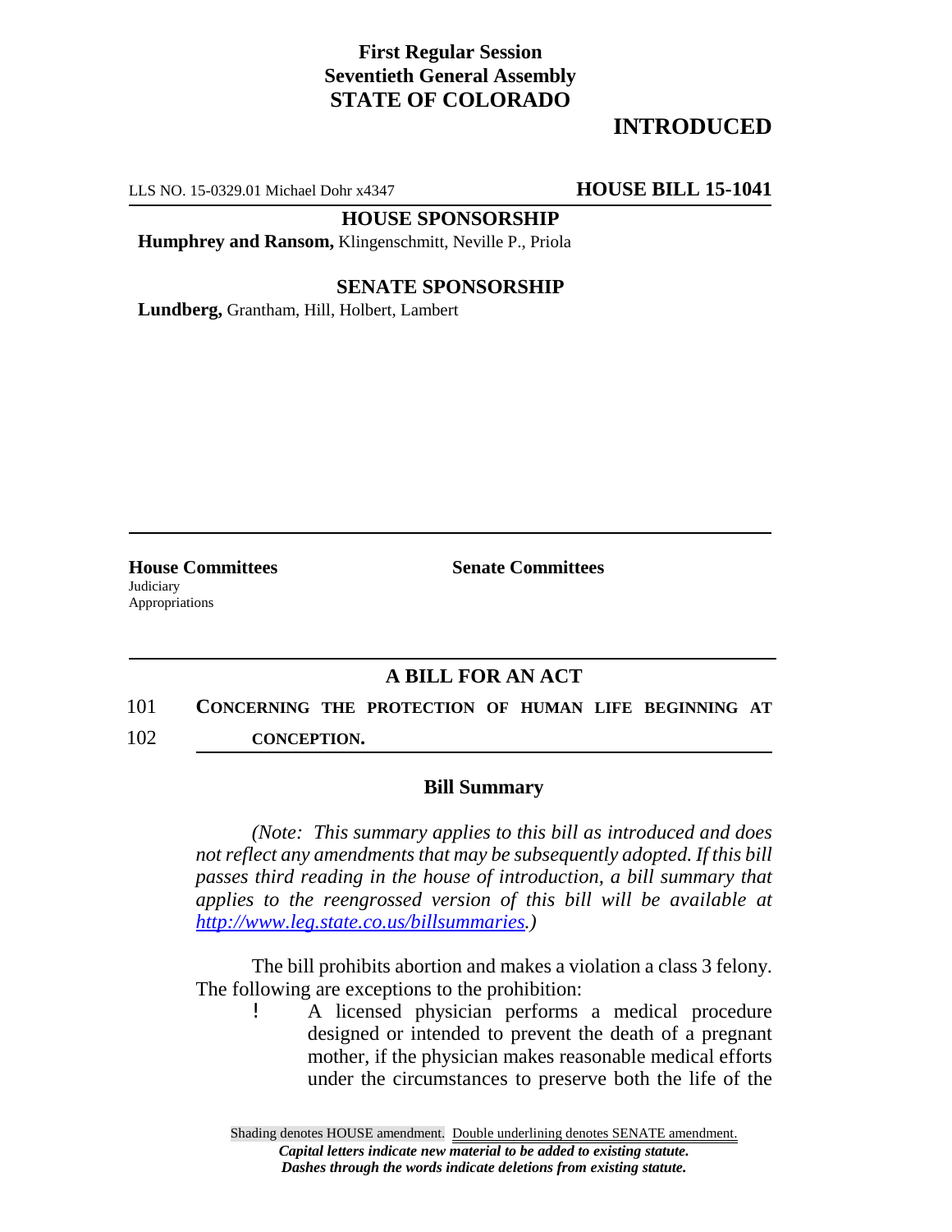**First Regular Session**
**Seventieth General Assembly**
**STATE OF COLORADO**

# INTRODUCED

LLS NO. 15-0329.01 Michael Dohr x4347 **HOUSE BILL 15-1041**

**HOUSE SPONSORSHIP**

**Humphrey and Ransom,** Klingenschmitt, Neville P., Priola

**SENATE SPONSORSHIP**

**Lundberg,** Grantham, Hill, Holbert, Lambert

| **House Committees** | **Senate Committees** |
|---|---|
| Judiciary<br>Appropriations | |

## A BILL FOR AN ACT

101 **CONCERNING THE PROTECTION OF HUMAN LIFE BEGINNING AT**
102 **CONCEPTION.**

### Bill Summary

*(Note: This summary applies to this bill as introduced and does not reflect any amendments that may be subsequently adopted. If this bill passes third reading in the house of introduction, a bill summary that applies to the reengrossed version of this bill will be available at http://www.leg.state.co.us/billsummaries.)*

The bill prohibits abortion and makes a violation a class 3 felony. The following are exceptions to the prohibition:

- A licensed physician performs a medical procedure designed or intended to prevent the death of a pregnant mother, if the physician makes reasonable medical efforts under the circumstances to preserve both the life of the

Shading denotes HOUSE amendment. Double underlining denotes SENATE amendment.
*Capital letters indicate new material to be added to existing statute.*
*Dashes through the words indicate deletions from existing statute.*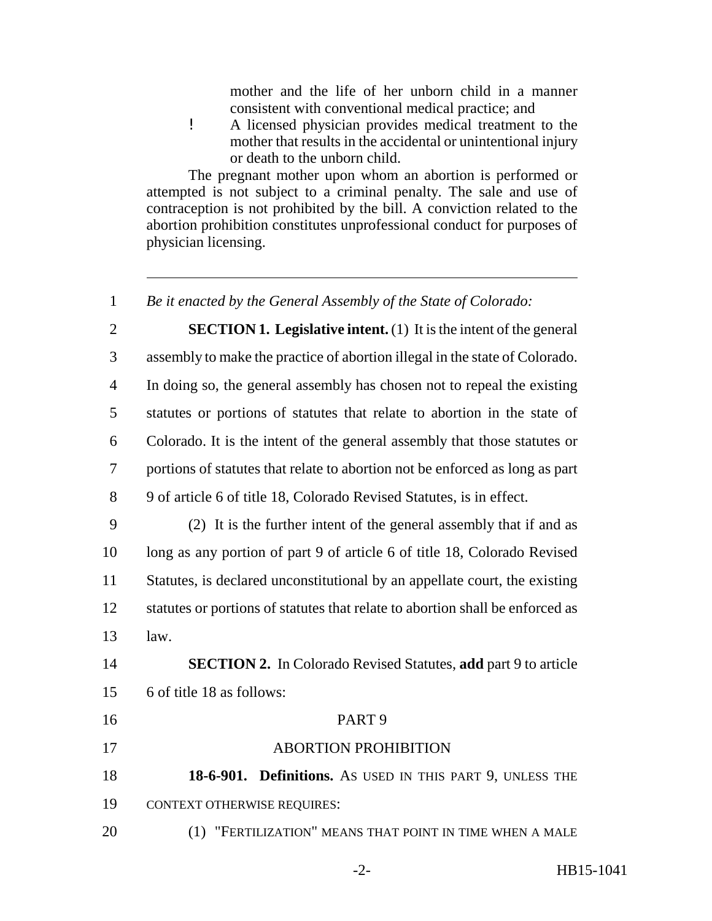mother and the life of her unborn child in a manner consistent with conventional medical practice; and

- A licensed physician provides medical treatment to the mother that results in the accidental or unintentional injury or death to the unborn child.

The pregnant mother upon whom an abortion is performed or attempted is not subject to a criminal penalty. The sale and use of contraception is not prohibited by the bill. A conviction related to the abortion prohibition constitutes unprofessional conduct for purposes of physician licensing.

---

1 *Be it enacted by the General Assembly of the State of Colorado:*

2 **SECTION 1. Legislative intent.** (1) It is the intent of the general
3 assembly to make the practice of abortion illegal in the state of Colorado.
4 In doing so, the general assembly has chosen not to repeal the existing
5 statutes or portions of statutes that relate to abortion in the state of
6 Colorado. It is the intent of the general assembly that those statutes or
7 portions of statutes that relate to abortion not be enforced as long as part
8 9 of article 6 of title 18, Colorado Revised Statutes, is in effect.

9 (2) It is the further intent of the general assembly that if and as
10 long as any portion of part 9 of article 6 of title 18, Colorado Revised
11 Statutes, is declared unconstitutional by an appellate court, the existing
12 statutes or portions of statutes that relate to abortion shall be enforced as
13 law.

14 **SECTION 2.** In Colorado Revised Statutes, **add** part 9 to article
15 6 of title 18 as follows:

16 PART 9

17 ABORTION PROHIBITION

18 **18-6-901. Definitions.** AS USED IN THIS PART 9, UNLESS THE
19 CONTEXT OTHERWISE REQUIRES:

20 (1) "FERTILIZATION" MEANS THAT POINT IN TIME WHEN A MALE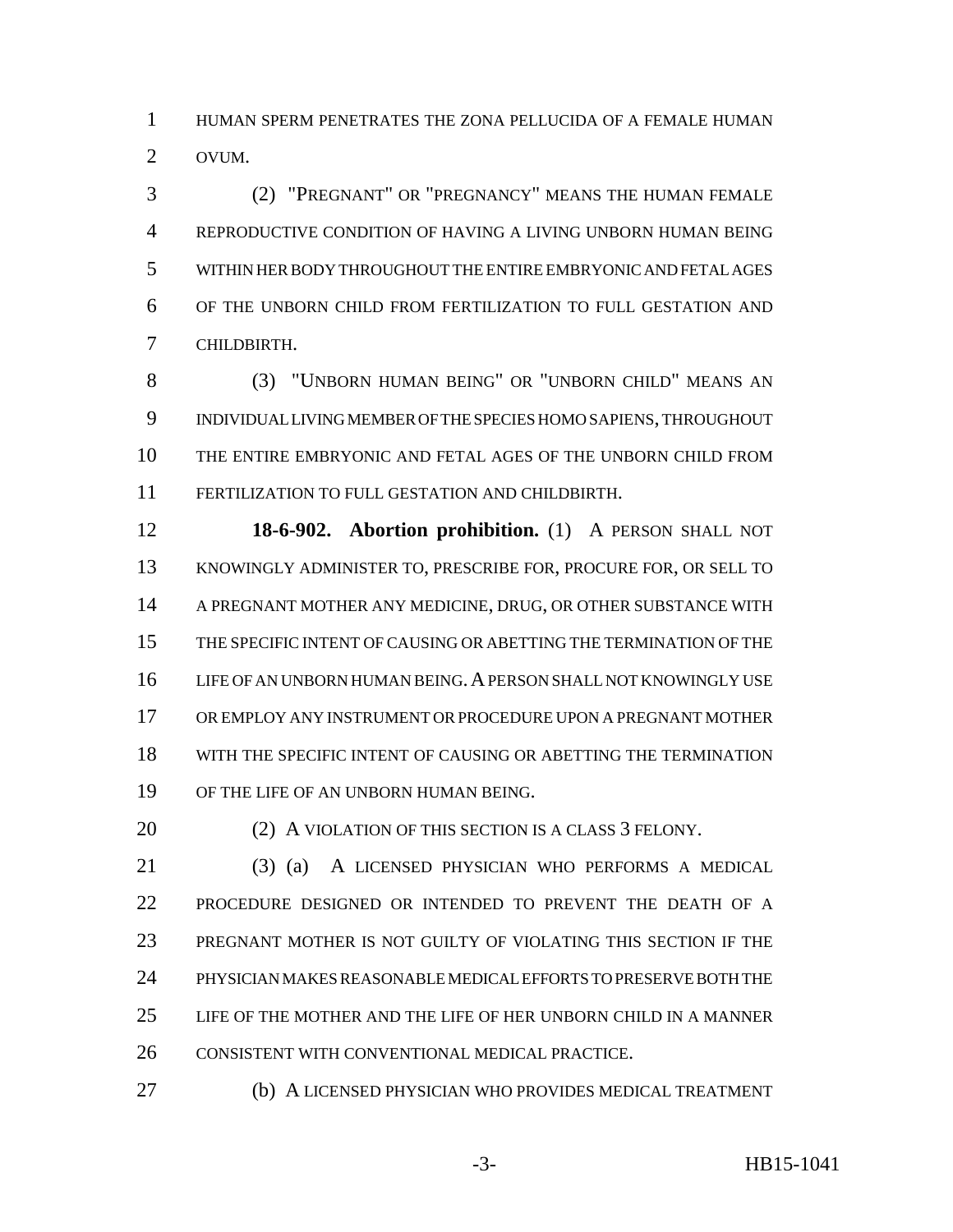HUMAN SPERM PENETRATES THE ZONA PELLUCIDA OF A FEMALE HUMAN OVUM.

(2) "PREGNANT" OR "PREGNANCY" MEANS THE HUMAN FEMALE REPRODUCTIVE CONDITION OF HAVING A LIVING UNBORN HUMAN BEING WITHIN HER BODY THROUGHOUT THE ENTIRE EMBRYONIC AND FETAL AGES OF THE UNBORN CHILD FROM FERTILIZATION TO FULL GESTATION AND CHILDBIRTH.

(3) "UNBORN HUMAN BEING" OR "UNBORN CHILD" MEANS AN INDIVIDUAL LIVING MEMBER OF THE SPECIES HOMO SAPIENS, THROUGHOUT THE ENTIRE EMBRYONIC AND FETAL AGES OF THE UNBORN CHILD FROM FERTILIZATION TO FULL GESTATION AND CHILDBIRTH.

**18-6-902. Abortion prohibition.** (1) A PERSON SHALL NOT KNOWINGLY ADMINISTER TO, PRESCRIBE FOR, PROCURE FOR, OR SELL TO A PREGNANT MOTHER ANY MEDICINE, DRUG, OR OTHER SUBSTANCE WITH THE SPECIFIC INTENT OF CAUSING OR ABETTING THE TERMINATION OF THE LIFE OF AN UNBORN HUMAN BEING. A PERSON SHALL NOT KNOWINGLY USE OR EMPLOY ANY INSTRUMENT OR PROCEDURE UPON A PREGNANT MOTHER WITH THE SPECIFIC INTENT OF CAUSING OR ABETTING THE TERMINATION OF THE LIFE OF AN UNBORN HUMAN BEING.

(2) A VIOLATION OF THIS SECTION IS A CLASS 3 FELONY.

(3) (a) A LICENSED PHYSICIAN WHO PERFORMS A MEDICAL PROCEDURE DESIGNED OR INTENDED TO PREVENT THE DEATH OF A PREGNANT MOTHER IS NOT GUILTY OF VIOLATING THIS SECTION IF THE PHYSICIAN MAKES REASONABLE MEDICAL EFFORTS TO PRESERVE BOTH THE LIFE OF THE MOTHER AND THE LIFE OF HER UNBORN CHILD IN A MANNER CONSISTENT WITH CONVENTIONAL MEDICAL PRACTICE.

(b) A LICENSED PHYSICIAN WHO PROVIDES MEDICAL TREATMENT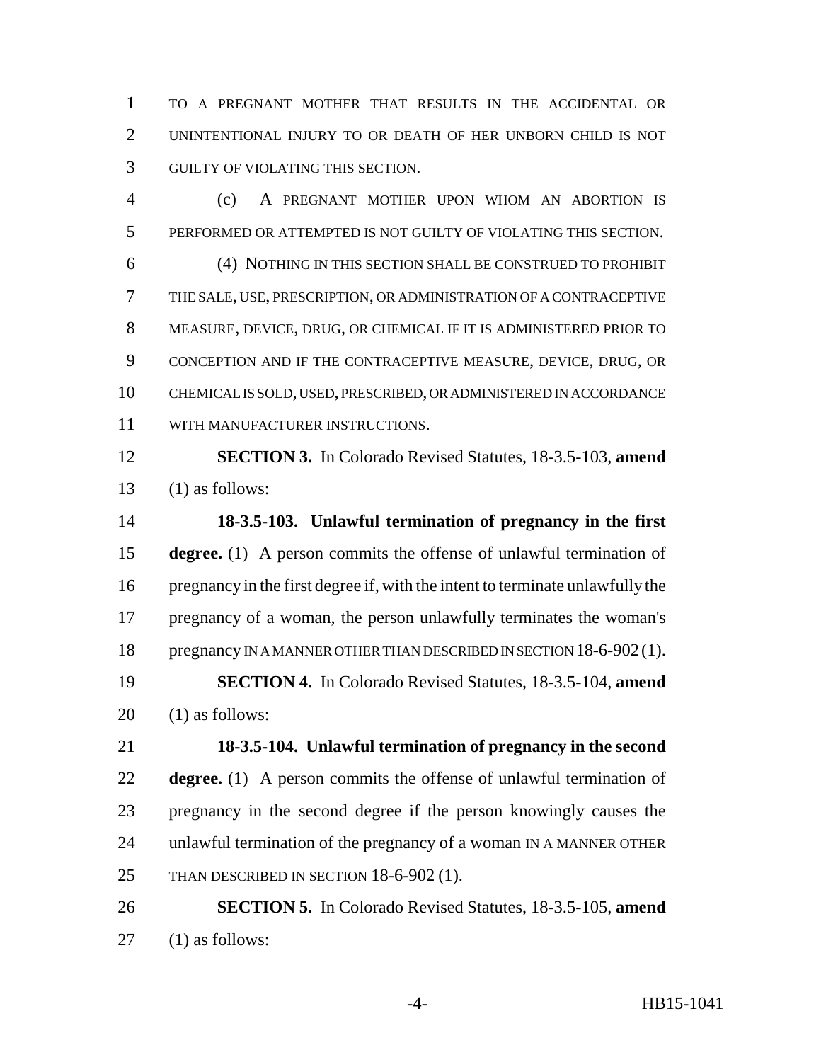TO A PREGNANT MOTHER THAT RESULTS IN THE ACCIDENTAL OR UNINTENTIONAL INJURY TO OR DEATH OF HER UNBORN CHILD IS NOT GUILTY OF VIOLATING THIS SECTION.

(c) A PREGNANT MOTHER UPON WHOM AN ABORTION IS PERFORMED OR ATTEMPTED IS NOT GUILTY OF VIOLATING THIS SECTION.

(4) NOTHING IN THIS SECTION SHALL BE CONSTRUED TO PROHIBIT THE SALE, USE, PRESCRIPTION, OR ADMINISTRATION OF A CONTRACEPTIVE MEASURE, DEVICE, DRUG, OR CHEMICAL IF IT IS ADMINISTERED PRIOR TO CONCEPTION AND IF THE CONTRACEPTIVE MEASURE, DEVICE, DRUG, OR CHEMICAL IS SOLD, USED, PRESCRIBED, OR ADMINISTERED IN ACCORDANCE WITH MANUFACTURER INSTRUCTIONS.

**SECTION 3.** In Colorado Revised Statutes, 18-3.5-103, **amend** (1) as follows:

**18-3.5-103. Unlawful termination of pregnancy in the first degree.** (1) A person commits the offense of unlawful termination of pregnancy in the first degree if, with the intent to terminate unlawfully the pregnancy of a woman, the person unlawfully terminates the woman's pregnancy IN A MANNER OTHER THAN DESCRIBED IN SECTION 18-6-902 (1).

**SECTION 4.** In Colorado Revised Statutes, 18-3.5-104, **amend** (1) as follows:

**18-3.5-104. Unlawful termination of pregnancy in the second degree.** (1) A person commits the offense of unlawful termination of pregnancy in the second degree if the person knowingly causes the unlawful termination of the pregnancy of a woman IN A MANNER OTHER THAN DESCRIBED IN SECTION 18-6-902 (1).

**SECTION 5.** In Colorado Revised Statutes, 18-3.5-105, **amend** (1) as follows: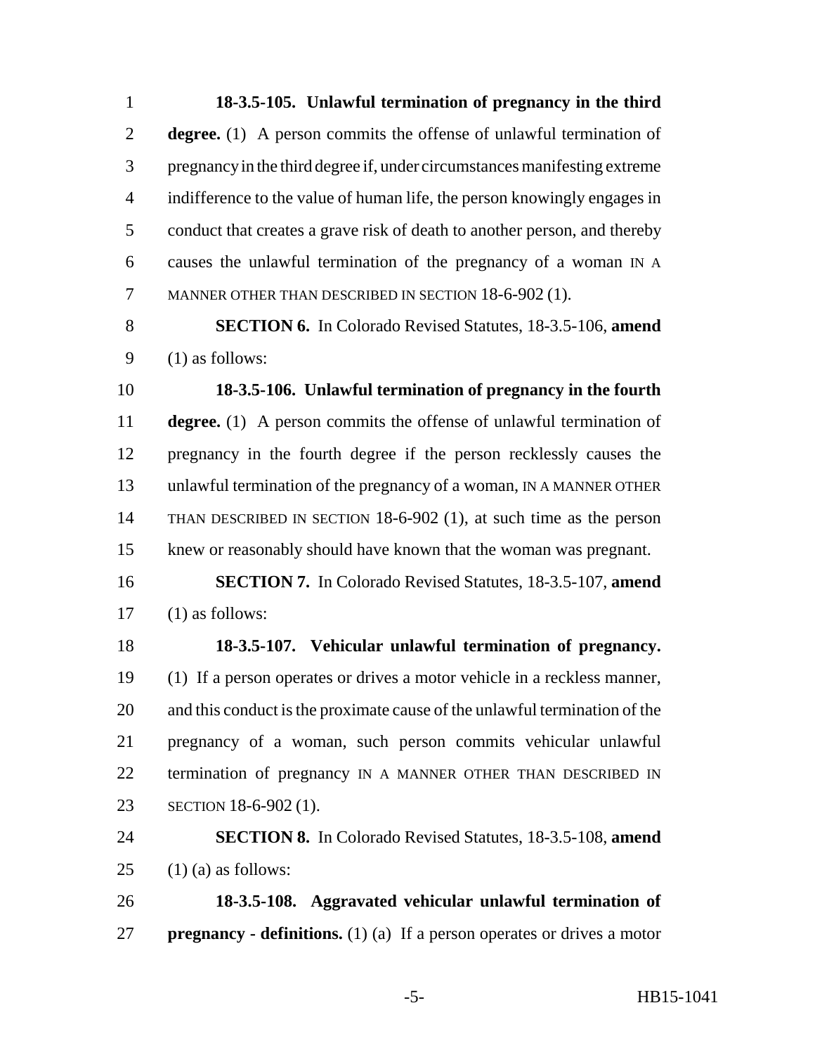**18-3.5-105. Unlawful termination of pregnancy in the third degree.** (1) A person commits the offense of unlawful termination of pregnancy in the third degree if, under circumstances manifesting extreme indifference to the value of human life, the person knowingly engages in conduct that creates a grave risk of death to another person, and thereby causes the unlawful termination of the pregnancy of a woman IN A MANNER OTHER THAN DESCRIBED IN SECTION 18-6-902 (1).

**SECTION 6.** In Colorado Revised Statutes, 18-3.5-106, **amend** (1) as follows:

**18-3.5-106. Unlawful termination of pregnancy in the fourth degree.** (1) A person commits the offense of unlawful termination of pregnancy in the fourth degree if the person recklessly causes the unlawful termination of the pregnancy of a woman, IN A MANNER OTHER THAN DESCRIBED IN SECTION 18-6-902 (1), at such time as the person knew or reasonably should have known that the woman was pregnant.

**SECTION 7.** In Colorado Revised Statutes, 18-3.5-107, **amend** (1) as follows:

**18-3.5-107. Vehicular unlawful termination of pregnancy.** (1) If a person operates or drives a motor vehicle in a reckless manner, and this conduct is the proximate cause of the unlawful termination of the pregnancy of a woman, such person commits vehicular unlawful termination of pregnancy IN A MANNER OTHER THAN DESCRIBED IN SECTION 18-6-902 (1).

**SECTION 8.** In Colorado Revised Statutes, 18-3.5-108, **amend** (1) (a) as follows:

**18-3.5-108. Aggravated vehicular unlawful termination of pregnancy - definitions.** (1) (a) If a person operates or drives a motor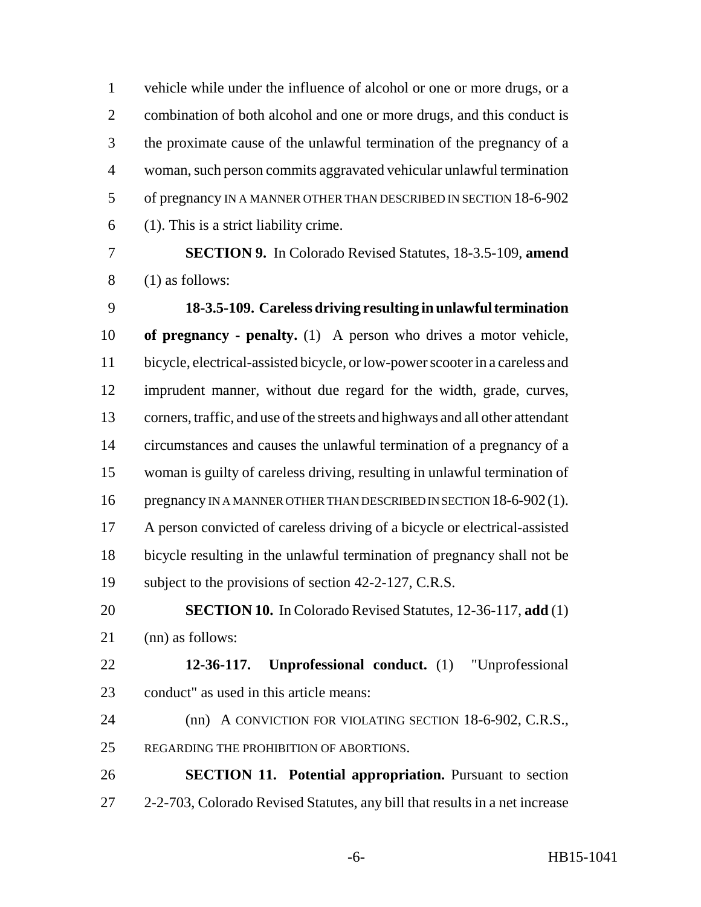vehicle while under the influence of alcohol or one or more drugs, or a combination of both alcohol and one or more drugs, and this conduct is the proximate cause of the unlawful termination of the pregnancy of a woman, such person commits aggravated vehicular unlawful termination of pregnancy IN A MANNER OTHER THAN DESCRIBED IN SECTION 18-6-902 (1). This is a strict liability crime.

**SECTION 9.** In Colorado Revised Statutes, 18-3.5-109, **amend** (1) as follows:

**18-3.5-109. Careless driving resulting in unlawful termination of pregnancy - penalty.** (1) A person who drives a motor vehicle, bicycle, electrical-assisted bicycle, or low-power scooter in a careless and imprudent manner, without due regard for the width, grade, curves, corners, traffic, and use of the streets and highways and all other attendant circumstances and causes the unlawful termination of a pregnancy of a woman is guilty of careless driving, resulting in unlawful termination of pregnancy IN A MANNER OTHER THAN DESCRIBED IN SECTION 18-6-902 (1). A person convicted of careless driving of a bicycle or electrical-assisted bicycle resulting in the unlawful termination of pregnancy shall not be subject to the provisions of section 42-2-127, C.R.S.

**SECTION 10.** In Colorado Revised Statutes, 12-36-117, **add** (1) (nn) as follows:

**12-36-117. Unprofessional conduct.** (1) "Unprofessional conduct" as used in this article means:

(nn) A CONVICTION FOR VIOLATING SECTION 18-6-902, C.R.S., REGARDING THE PROHIBITION OF ABORTIONS.

**SECTION 11. Potential appropriation.** Pursuant to section 2-2-703, Colorado Revised Statutes, any bill that results in a net increase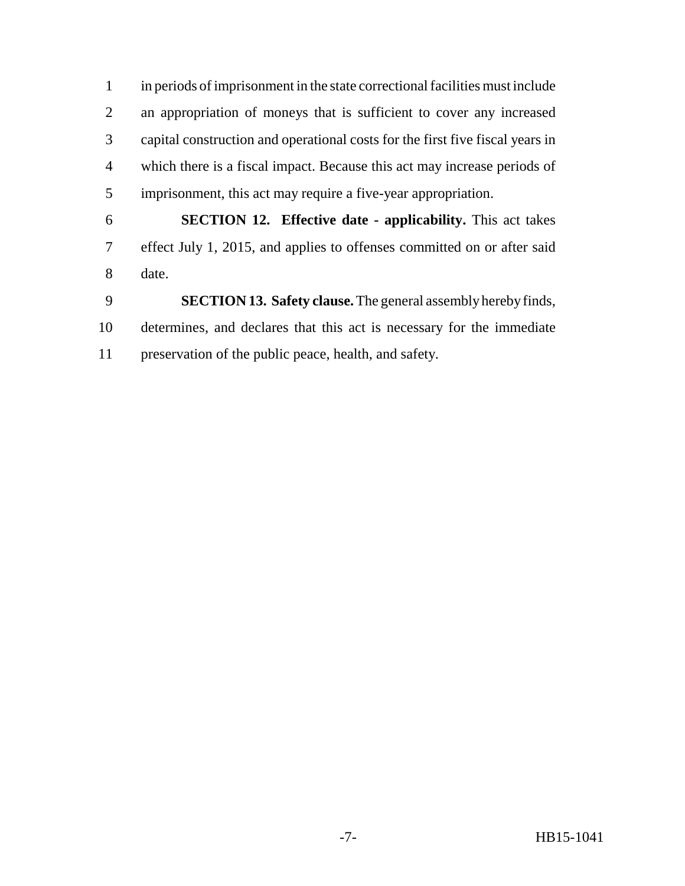in periods of imprisonment in the state correctional facilities must include an appropriation of moneys that is sufficient to cover any increased capital construction and operational costs for the first five fiscal years in which there is a fiscal impact. Because this act may increase periods of imprisonment, this act may require a five-year appropriation.

**SECTION 12. Effective date - applicability.** This act takes effect July 1, 2015, and applies to offenses committed on or after said date.

**SECTION 13. Safety clause.** The general assembly hereby finds, determines, and declares that this act is necessary for the immediate preservation of the public peace, health, and safety.